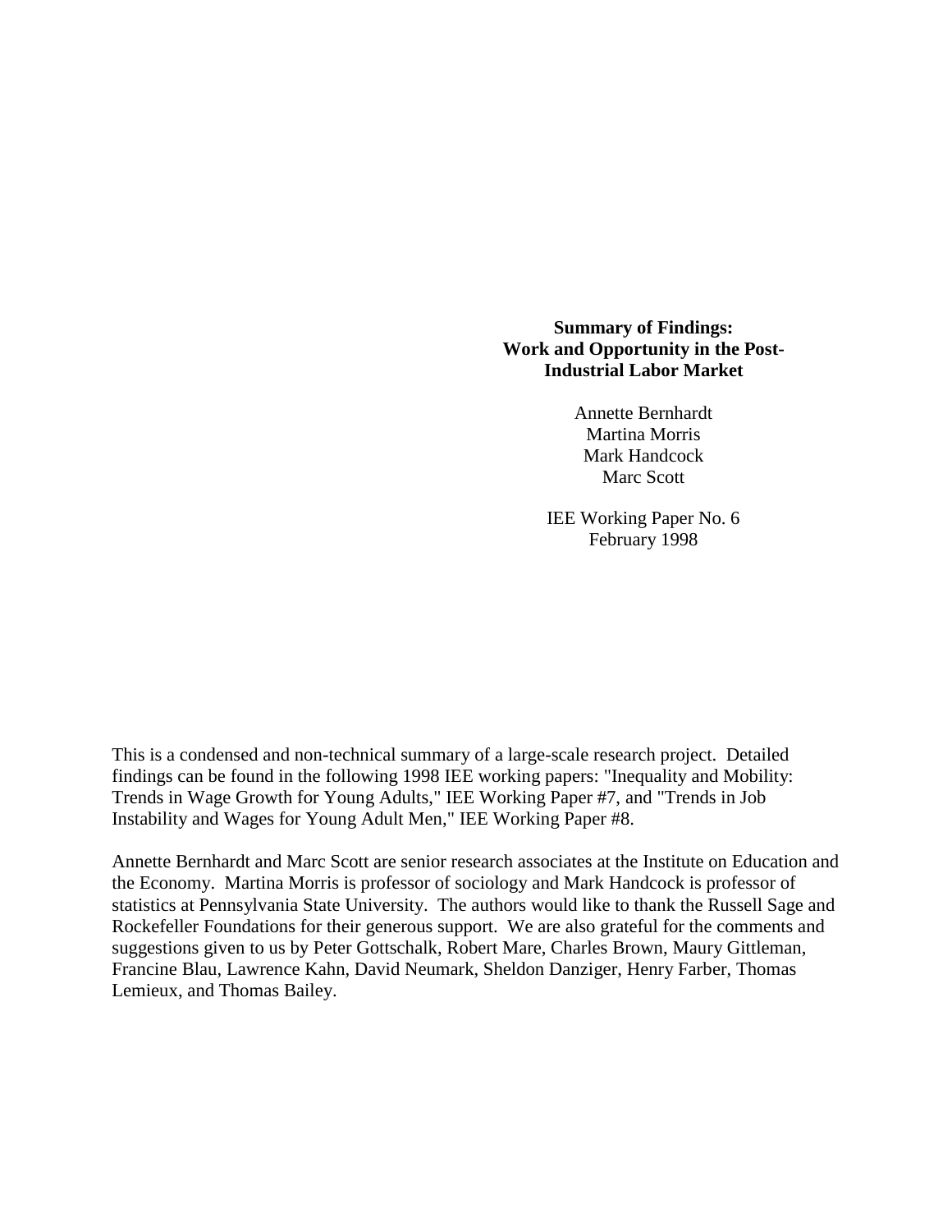# Summary of Findings: Work and Opportunity in the Post-Industrial Labor Market

Annette Bernhardt
Martina Morris
Mark Handcock
Marc Scott

IEE Working Paper No. 6
February 1998

This is a condensed and non-technical summary of a large-scale research project. Detailed findings can be found in the following 1998 IEE working papers: "Inequality and Mobility: Trends in Wage Growth for Young Adults," IEE Working Paper #7, and "Trends in Job Instability and Wages for Young Adult Men," IEE Working Paper #8.

Annette Bernhardt and Marc Scott are senior research associates at the Institute on Education and the Economy. Martina Morris is professor of sociology and Mark Handcock is professor of statistics at Pennsylvania State University. The authors would like to thank the Russell Sage and Rockefeller Foundations for their generous support. We are also grateful for the comments and suggestions given to us by Peter Gottschalk, Robert Mare, Charles Brown, Maury Gittleman, Francine Blau, Lawrence Kahn, David Neumark, Sheldon Danziger, Henry Farber, Thomas Lemieux, and Thomas Bailey.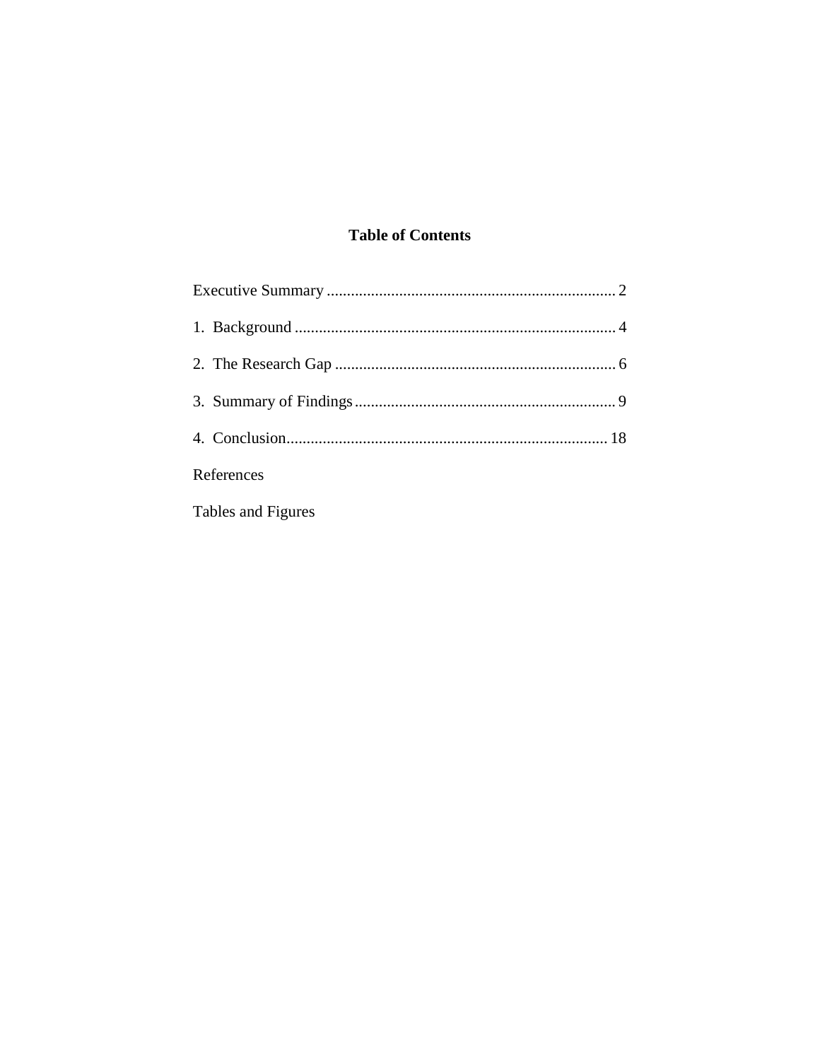## Table of Contents

Executive Summary ........................................................................ 2

1. Background ................................................................................ 4

2. The Research Gap ...................................................................... 6

3. Summary of Findings ................................................................. 9

4. Conclusion................................................................................ 18

References

Tables and Figures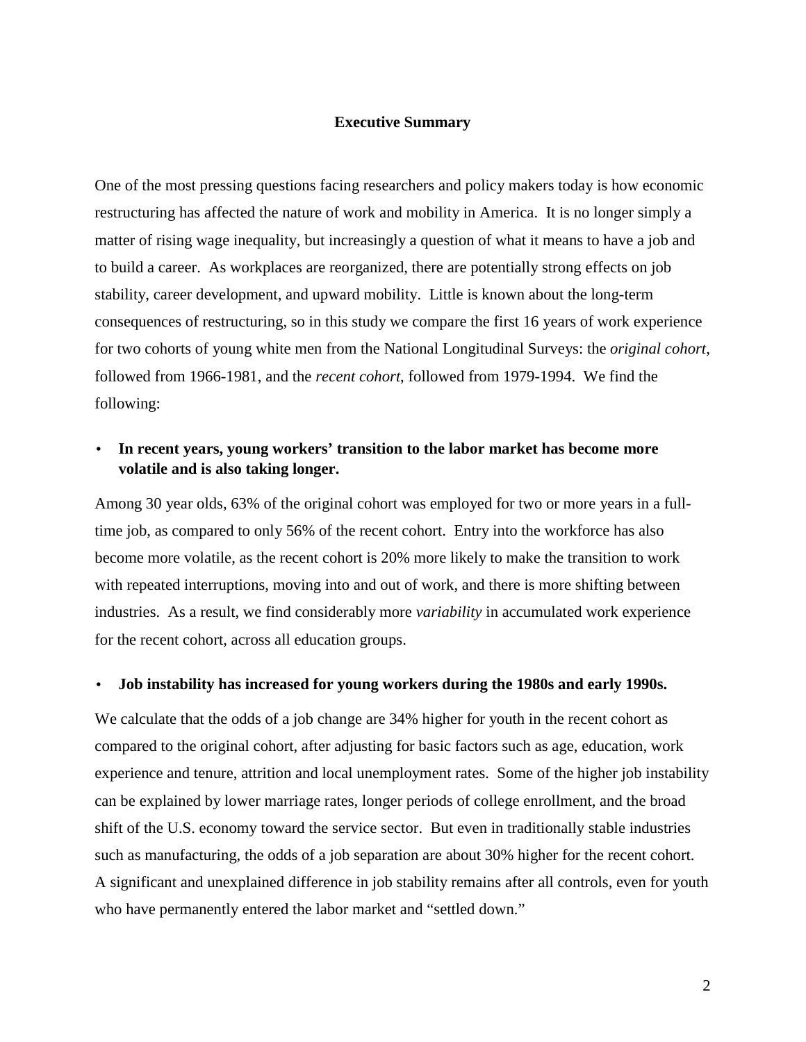## Executive Summary

One of the most pressing questions facing researchers and policy makers today is how economic restructuring has affected the nature of work and mobility in America. It is no longer simply a matter of rising wage inequality, but increasingly a question of what it means to have a job and to build a career. As workplaces are reorganized, there are potentially strong effects on job stability, career development, and upward mobility. Little is known about the long-term consequences of restructuring, so in this study we compare the first 16 years of work experience for two cohorts of young white men from the National Longitudinal Surveys: the *original cohort*, followed from 1966-1981, and the *recent cohort*, followed from 1979-1994. We find the following:

- **In recent years, young workers' transition to the labor market has become more volatile and is also taking longer.**

Among 30 year olds, 63% of the original cohort was employed for two or more years in a full-time job, as compared to only 56% of the recent cohort. Entry into the workforce has also become more volatile, as the recent cohort is 20% more likely to make the transition to work with repeated interruptions, moving into and out of work, and there is more shifting between industries. As a result, we find considerably more *variability* in accumulated work experience for the recent cohort, across all education groups.

- **Job instability has increased for young workers during the 1980s and early 1990s.**

We calculate that the odds of a job change are 34% higher for youth in the recent cohort as compared to the original cohort, after adjusting for basic factors such as age, education, work experience and tenure, attrition and local unemployment rates. Some of the higher job instability can be explained by lower marriage rates, longer periods of college enrollment, and the broad shift of the U.S. economy toward the service sector. But even in traditionally stable industries such as manufacturing, the odds of a job separation are about 30% higher for the recent cohort. A significant and unexplained difference in job stability remains after all controls, even for youth who have permanently entered the labor market and "settled down."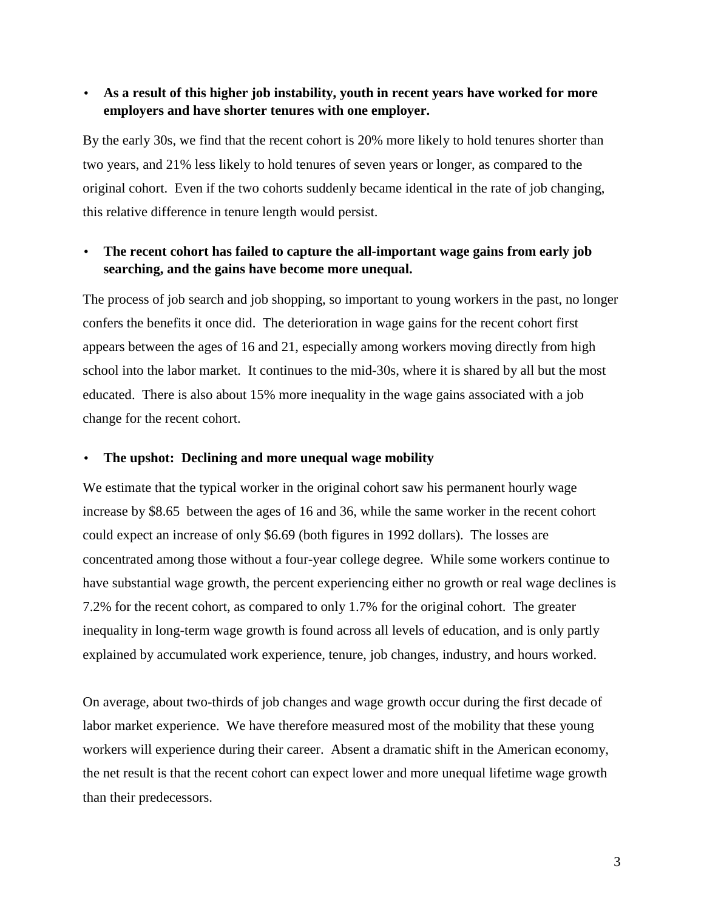- **As a result of this higher job instability, youth in recent years have worked for more employers and have shorter tenures with one employer.**

By the early 30s, we find that the recent cohort is 20% more likely to hold tenures shorter than two years, and 21% less likely to hold tenures of seven years or longer, as compared to the original cohort. Even if the two cohorts suddenly became identical in the rate of job changing, this relative difference in tenure length would persist.

- **The recent cohort has failed to capture the all-important wage gains from early job searching, and the gains have become more unequal.**

The process of job search and job shopping, so important to young workers in the past, no longer confers the benefits it once did. The deterioration in wage gains for the recent cohort first appears between the ages of 16 and 21, especially among workers moving directly from high school into the labor market. It continues to the mid-30s, where it is shared by all but the most educated. There is also about 15% more inequality in the wage gains associated with a job change for the recent cohort.

- **The upshot: Declining and more unequal wage mobility**

We estimate that the typical worker in the original cohort saw his permanent hourly wage increase by $8.65 between the ages of 16 and 36, while the same worker in the recent cohort could expect an increase of only $6.69 (both figures in 1992 dollars). The losses are concentrated among those without a four-year college degree. While some workers continue to have substantial wage growth, the percent experiencing either no growth or real wage declines is 7.2% for the recent cohort, as compared to only 1.7% for the original cohort. The greater inequality in long-term wage growth is found across all levels of education, and is only partly explained by accumulated work experience, tenure, job changes, industry, and hours worked.

On average, about two-thirds of job changes and wage growth occur during the first decade of labor market experience. We have therefore measured most of the mobility that these young workers will experience during their career. Absent a dramatic shift in the American economy, the net result is that the recent cohort can expect lower and more unequal lifetime wage growth than their predecessors.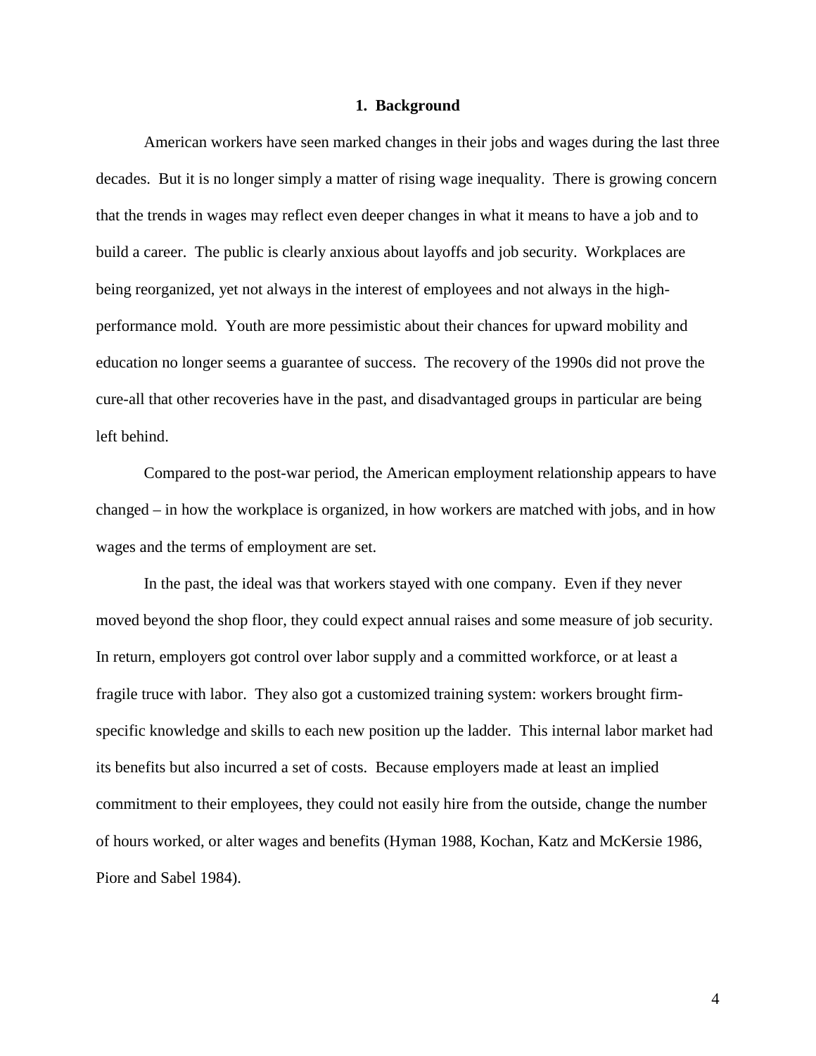## 1. Background

American workers have seen marked changes in their jobs and wages during the last three decades. But it is no longer simply a matter of rising wage inequality. There is growing concern that the trends in wages may reflect even deeper changes in what it means to have a job and to build a career. The public is clearly anxious about layoffs and job security. Workplaces are being reorganized, yet not always in the interest of employees and not always in the high-performance mold. Youth are more pessimistic about their chances for upward mobility and education no longer seems a guarantee of success. The recovery of the 1990s did not prove the cure-all that other recoveries have in the past, and disadvantaged groups in particular are being left behind.

Compared to the post-war period, the American employment relationship appears to have changed – in how the workplace is organized, in how workers are matched with jobs, and in how wages and the terms of employment are set.

In the past, the ideal was that workers stayed with one company. Even if they never moved beyond the shop floor, they could expect annual raises and some measure of job security. In return, employers got control over labor supply and a committed workforce, or at least a fragile truce with labor. They also got a customized training system: workers brought firm-specific knowledge and skills to each new position up the ladder. This internal labor market had its benefits but also incurred a set of costs. Because employers made at least an implied commitment to their employees, they could not easily hire from the outside, change the number of hours worked, or alter wages and benefits (Hyman 1988, Kochan, Katz and McKersie 1986, Piore and Sabel 1984).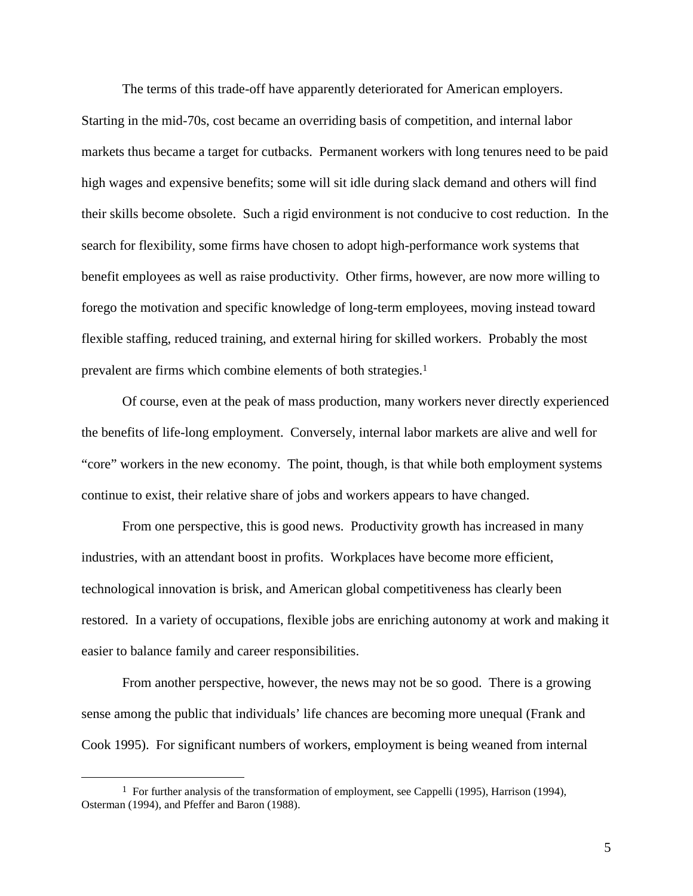The terms of this trade-off have apparently deteriorated for American employers. Starting in the mid-70s, cost became an overriding basis of competition, and internal labor markets thus became a target for cutbacks. Permanent workers with long tenures need to be paid high wages and expensive benefits; some will sit idle during slack demand and others will find their skills become obsolete. Such a rigid environment is not conducive to cost reduction. In the search for flexibility, some firms have chosen to adopt high-performance work systems that benefit employees as well as raise productivity. Other firms, however, are now more willing to forego the motivation and specific knowledge of long-term employees, moving instead toward flexible staffing, reduced training, and external hiring for skilled workers. Probably the most prevalent are firms which combine elements of both strategies.[1]

Of course, even at the peak of mass production, many workers never directly experienced the benefits of life-long employment. Conversely, internal labor markets are alive and well for "core" workers in the new economy. The point, though, is that while both employment systems continue to exist, their relative share of jobs and workers appears to have changed.

From one perspective, this is good news. Productivity growth has increased in many industries, with an attendant boost in profits. Workplaces have become more efficient, technological innovation is brisk, and American global competitiveness has clearly been restored. In a variety of occupations, flexible jobs are enriching autonomy at work and making it easier to balance family and career responsibilities.

From another perspective, however, the news may not be so good. There is a growing sense among the public that individuals' life chances are becoming more unequal (Frank and Cook 1995). For significant numbers of workers, employment is being weaned from internal

---

[1] For further analysis of the transformation of employment, see Cappelli (1995), Harrison (1994), Osterman (1994), and Pfeffer and Baron (1988).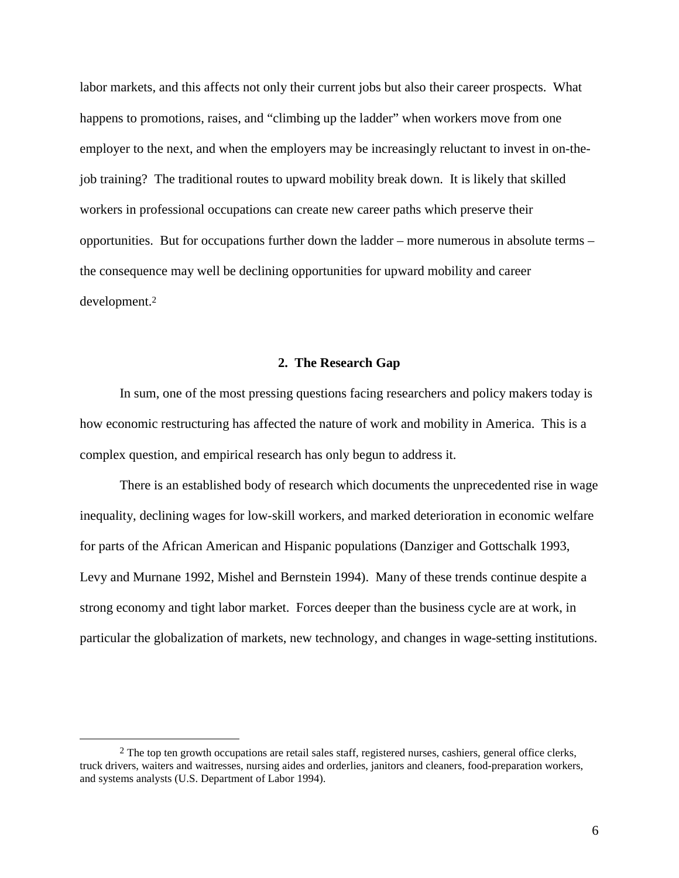labor markets, and this affects not only their current jobs but also their career prospects. What happens to promotions, raises, and "climbing up the ladder" when workers move from one employer to the next, and when the employers may be increasingly reluctant to invest in on-the-job training? The traditional routes to upward mobility break down. It is likely that skilled workers in professional occupations can create new career paths which preserve their opportunities. But for occupations further down the ladder – more numerous in absolute terms – the consequence may well be declining opportunities for upward mobility and career development.[2]

## 2. The Research Gap

In sum, one of the most pressing questions facing researchers and policy makers today is how economic restructuring has affected the nature of work and mobility in America. This is a complex question, and empirical research has only begun to address it.

There is an established body of research which documents the unprecedented rise in wage inequality, declining wages for low-skill workers, and marked deterioration in economic welfare for parts of the African American and Hispanic populations (Danziger and Gottschalk 1993, Levy and Murnane 1992, Mishel and Bernstein 1994). Many of these trends continue despite a strong economy and tight labor market. Forces deeper than the business cycle are at work, in particular the globalization of markets, new technology, and changes in wage-setting institutions.

---

[2] The top ten growth occupations are retail sales staff, registered nurses, cashiers, general office clerks, truck drivers, waiters and waitresses, nursing aides and orderlies, janitors and cleaners, food-preparation workers, and systems analysts (U.S. Department of Labor 1994).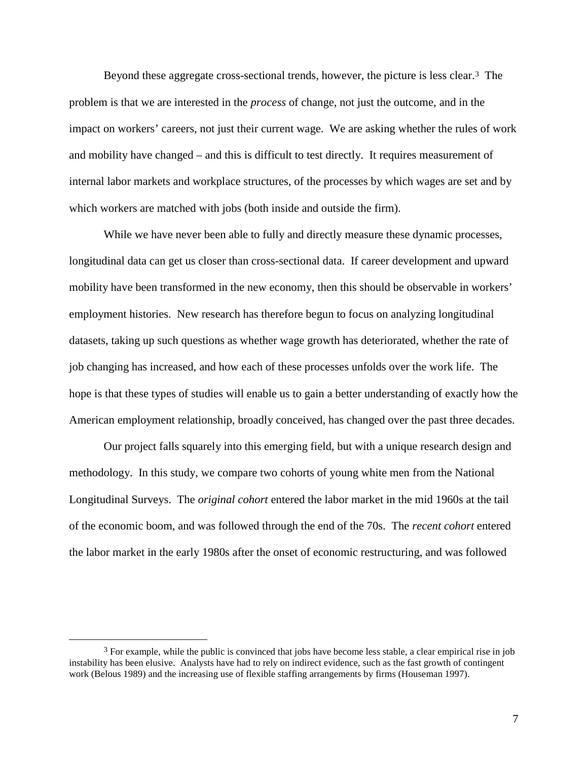Beyond these aggregate cross-sectional trends, however, the picture is less clear.[3] The problem is that we are interested in the *process* of change, not just the outcome, and in the impact on workers' careers, not just their current wage. We are asking whether the rules of work and mobility have changed – and this is difficult to test directly. It requires measurement of internal labor markets and workplace structures, of the processes by which wages are set and by which workers are matched with jobs (both inside and outside the firm).

While we have never been able to fully and directly measure these dynamic processes, longitudinal data can get us closer than cross-sectional data. If career development and upward mobility have been transformed in the new economy, then this should be observable in workers' employment histories. New research has therefore begun to focus on analyzing longitudinal datasets, taking up such questions as whether wage growth has deteriorated, whether the rate of job changing has increased, and how each of these processes unfolds over the work life. The hope is that these types of studies will enable us to gain a better understanding of exactly how the American employment relationship, broadly conceived, has changed over the past three decades.

Our project falls squarely into this emerging field, but with a unique research design and methodology. In this study, we compare two cohorts of young white men from the National Longitudinal Surveys. The *original cohort* entered the labor market in the mid 1960s at the tail of the economic boom, and was followed through the end of the 70s. The *recent cohort* entered the labor market in the early 1980s after the onset of economic restructuring, and was followed

[3] For example, while the public is convinced that jobs have become less stable, a clear empirical rise in job instability has been elusive. Analysts have had to rely on indirect evidence, such as the fast growth of contingent work (Belous 1989) and the increasing use of flexible staffing arrangements by firms (Houseman 1997).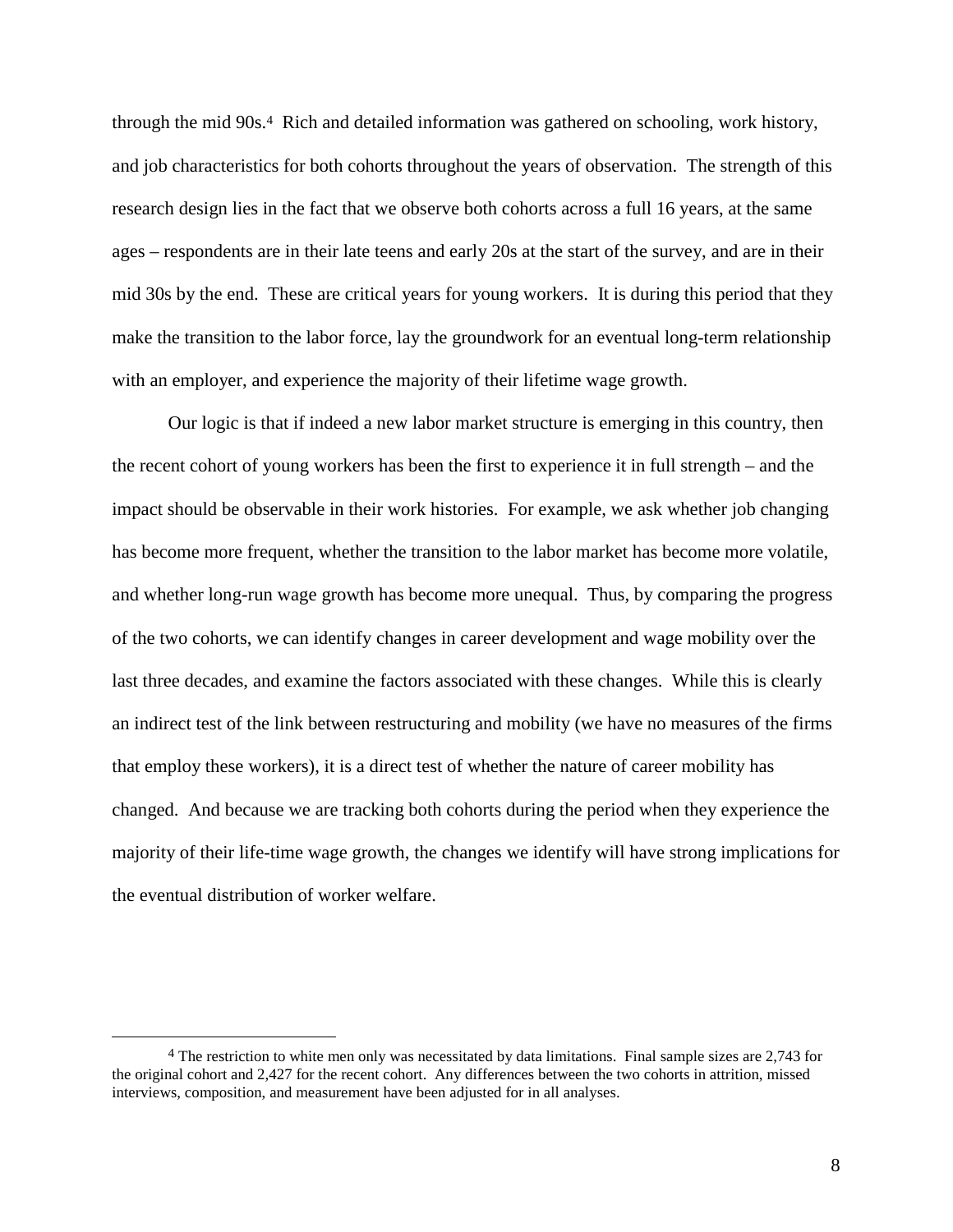through the mid 90s.[4] Rich and detailed information was gathered on schooling, work history, and job characteristics for both cohorts throughout the years of observation. The strength of this research design lies in the fact that we observe both cohorts across a full 16 years, at the same ages – respondents are in their late teens and early 20s at the start of the survey, and are in their mid 30s by the end. These are critical years for young workers. It is during this period that they make the transition to the labor force, lay the groundwork for an eventual long-term relationship with an employer, and experience the majority of their lifetime wage growth.

Our logic is that if indeed a new labor market structure is emerging in this country, then the recent cohort of young workers has been the first to experience it in full strength – and the impact should be observable in their work histories. For example, we ask whether job changing has become more frequent, whether the transition to the labor market has become more volatile, and whether long-run wage growth has become more unequal. Thus, by comparing the progress of the two cohorts, we can identify changes in career development and wage mobility over the last three decades, and examine the factors associated with these changes. While this is clearly an indirect test of the link between restructuring and mobility (we have no measures of the firms that employ these workers), it is a direct test of whether the nature of career mobility has changed. And because we are tracking both cohorts during the period when they experience the majority of their life-time wage growth, the changes we identify will have strong implications for the eventual distribution of worker welfare.

---

[4] The restriction to white men only was necessitated by data limitations. Final sample sizes are 2,743 for the original cohort and 2,427 for the recent cohort. Any differences between the two cohorts in attrition, missed interviews, composition, and measurement have been adjusted for in all analyses.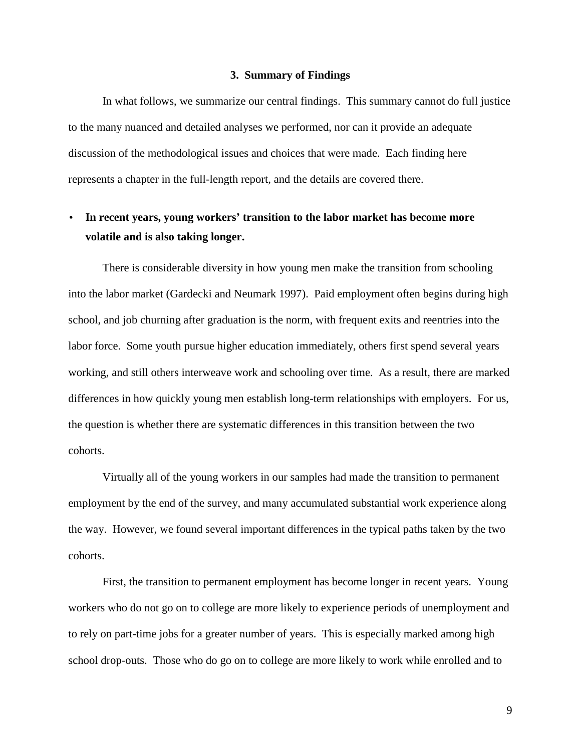## 3. Summary of Findings

In what follows, we summarize our central findings. This summary cannot do full justice to the many nuanced and detailed analyses we performed, nor can it provide an adequate discussion of the methodological issues and choices that were made. Each finding here represents a chapter in the full-length report, and the details are covered there.

- **In recent years, young workers' transition to the labor market has become more volatile and is also taking longer.**

There is considerable diversity in how young men make the transition from schooling into the labor market (Gardecki and Neumark 1997). Paid employment often begins during high school, and job churning after graduation is the norm, with frequent exits and reentries into the labor force. Some youth pursue higher education immediately, others first spend several years working, and still others interweave work and schooling over time. As a result, there are marked differences in how quickly young men establish long-term relationships with employers. For us, the question is whether there are systematic differences in this transition between the two cohorts.

Virtually all of the young workers in our samples had made the transition to permanent employment by the end of the survey, and many accumulated substantial work experience along the way. However, we found several important differences in the typical paths taken by the two cohorts.

First, the transition to permanent employment has become longer in recent years. Young workers who do not go on to college are more likely to experience periods of unemployment and to rely on part-time jobs for a greater number of years. This is especially marked among high school drop-outs. Those who do go on to college are more likely to work while enrolled and to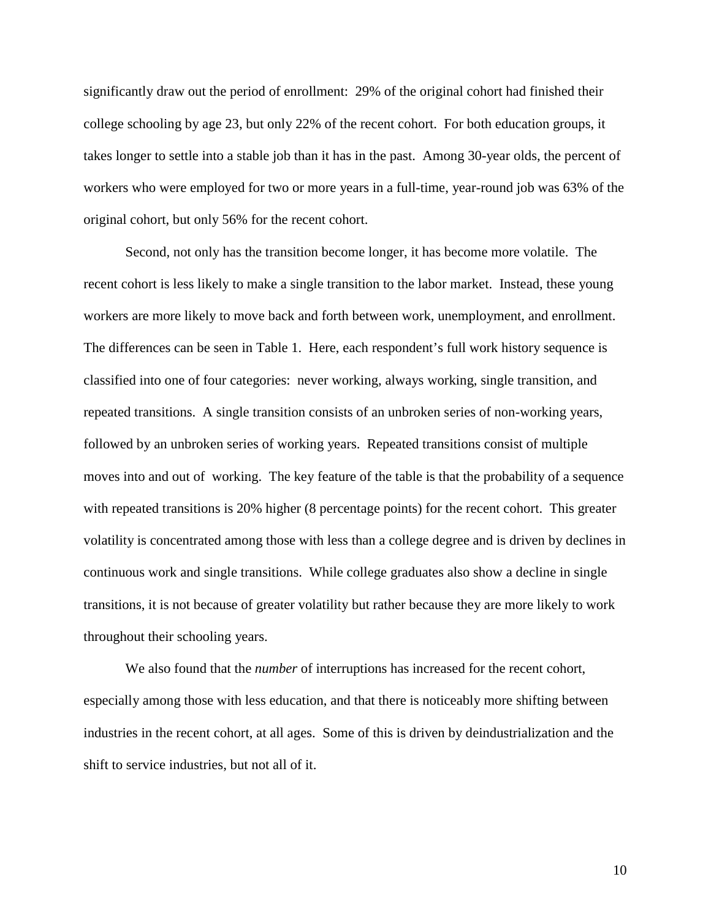significantly draw out the period of enrollment: 29% of the original cohort had finished their college schooling by age 23, but only 22% of the recent cohort. For both education groups, it takes longer to settle into a stable job than it has in the past. Among 30-year olds, the percent of workers who were employed for two or more years in a full-time, year-round job was 63% of the original cohort, but only 56% for the recent cohort.

Second, not only has the transition become longer, it has become more volatile. The recent cohort is less likely to make a single transition to the labor market. Instead, these young workers are more likely to move back and forth between work, unemployment, and enrollment. The differences can be seen in Table 1. Here, each respondent's full work history sequence is classified into one of four categories: never working, always working, single transition, and repeated transitions. A single transition consists of an unbroken series of non-working years, followed by an unbroken series of working years. Repeated transitions consist of multiple moves into and out of working. The key feature of the table is that the probability of a sequence with repeated transitions is 20% higher (8 percentage points) for the recent cohort. This greater volatility is concentrated among those with less than a college degree and is driven by declines in continuous work and single transitions. While college graduates also show a decline in single transitions, it is not because of greater volatility but rather because they are more likely to work throughout their schooling years.

We also found that the *number* of interruptions has increased for the recent cohort, especially among those with less education, and that there is noticeably more shifting between industries in the recent cohort, at all ages. Some of this is driven by deindustrialization and the shift to service industries, but not all of it.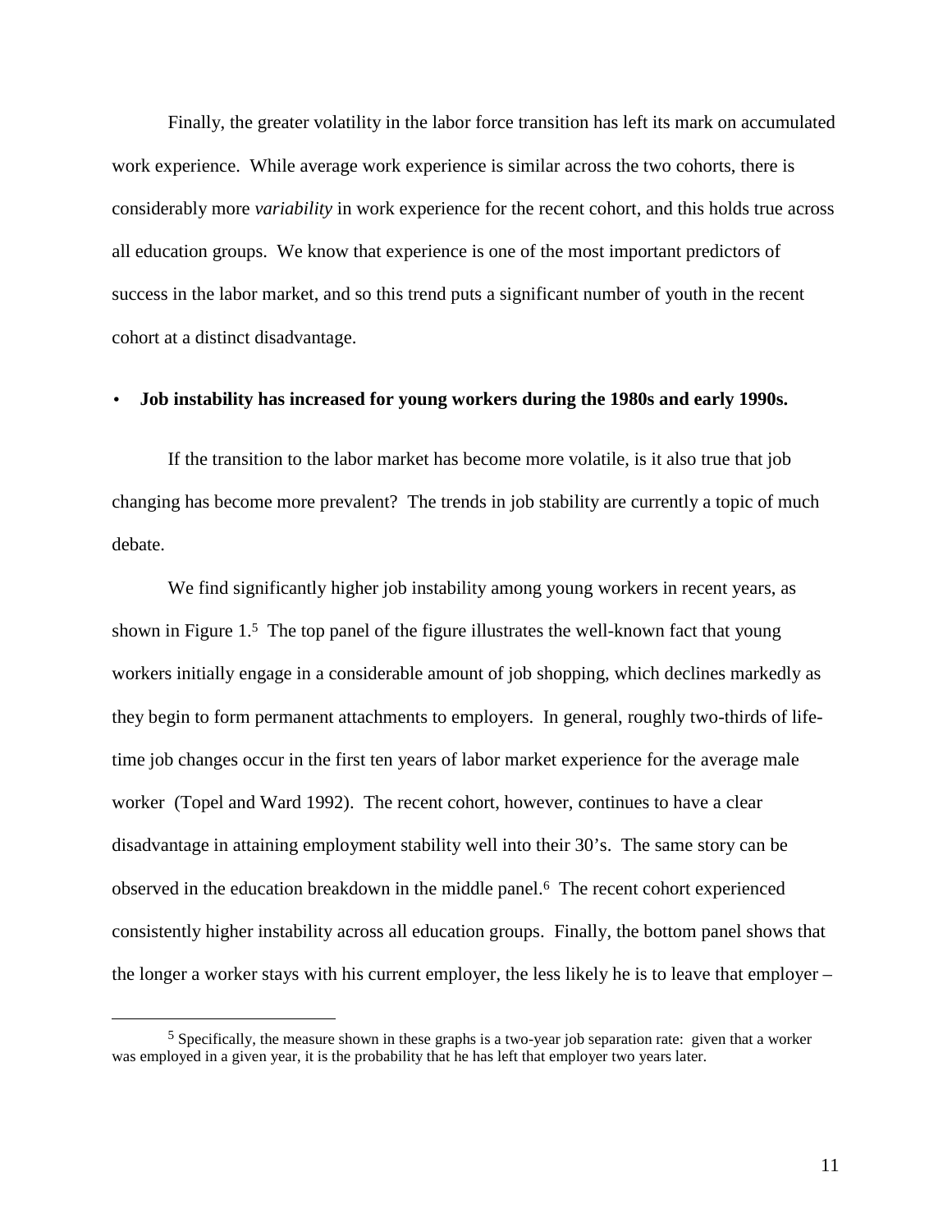Finally, the greater volatility in the labor force transition has left its mark on accumulated work experience. While average work experience is similar across the two cohorts, there is considerably more *variability* in work experience for the recent cohort, and this holds true across all education groups. We know that experience is one of the most important predictors of success in the labor market, and so this trend puts a significant number of youth in the recent cohort at a distinct disadvantage.

- **Job instability has increased for young workers during the 1980s and early 1990s.**

If the transition to the labor market has become more volatile, is it also true that job changing has become more prevalent? The trends in job stability are currently a topic of much debate.

We find significantly higher job instability among young workers in recent years, as shown in Figure 1.[5] The top panel of the figure illustrates the well-known fact that young workers initially engage in a considerable amount of job shopping, which declines markedly as they begin to form permanent attachments to employers. In general, roughly two-thirds of life-time job changes occur in the first ten years of labor market experience for the average male worker (Topel and Ward 1992). The recent cohort, however, continues to have a clear disadvantage in attaining employment stability well into their 30's. The same story can be observed in the education breakdown in the middle panel.[6] The recent cohort experienced consistently higher instability across all education groups. Finally, the bottom panel shows that the longer a worker stays with his current employer, the less likely he is to leave that employer –

[5] Specifically, the measure shown in these graphs is a two-year job separation rate: given that a worker was employed in a given year, it is the probability that he has left that employer two years later.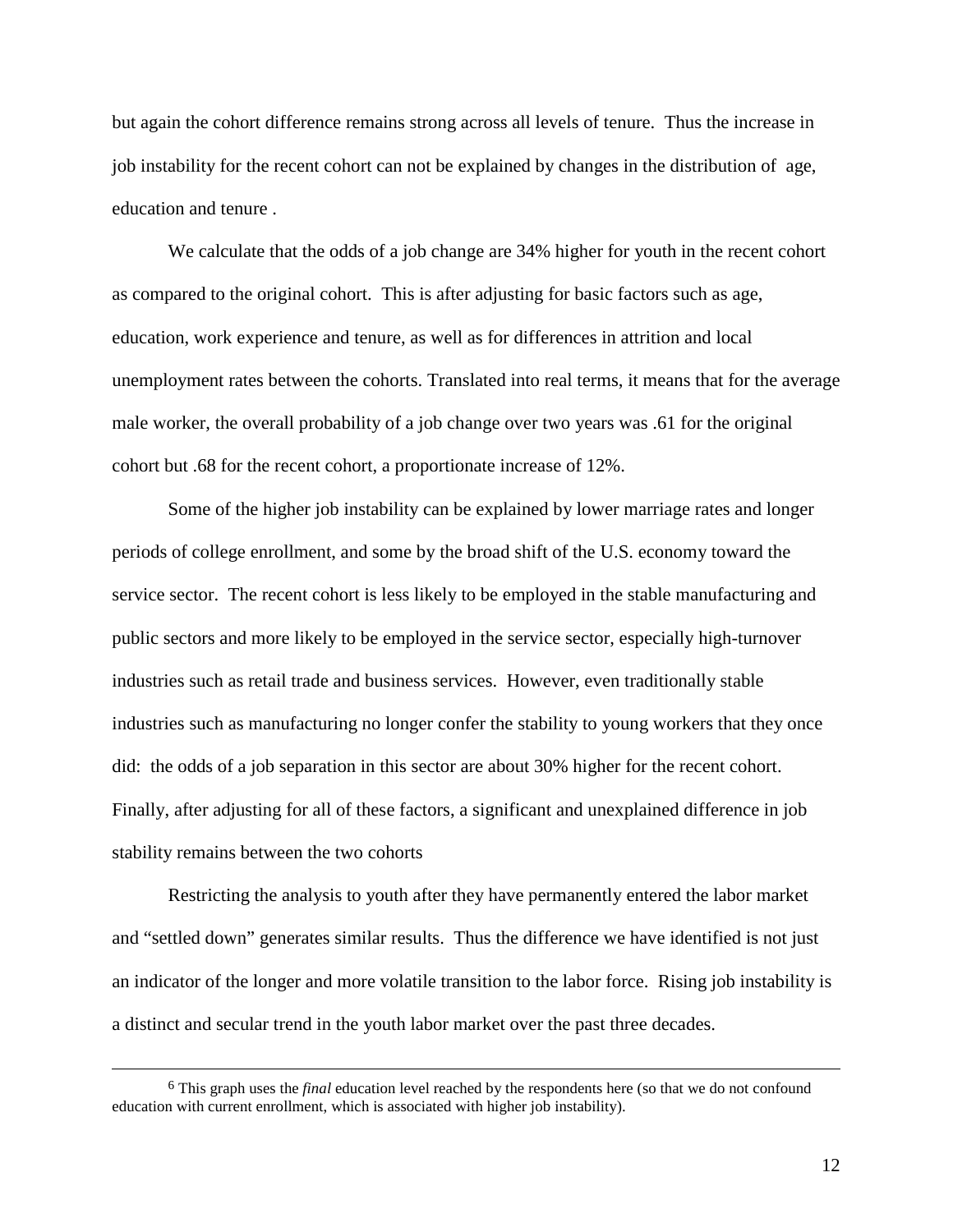but again the cohort difference remains strong across all levels of tenure. Thus the increase in job instability for the recent cohort can not be explained by changes in the distribution of age, education and tenure .

We calculate that the odds of a job change are 34% higher for youth in the recent cohort as compared to the original cohort. This is after adjusting for basic factors such as age, education, work experience and tenure, as well as for differences in attrition and local unemployment rates between the cohorts. Translated into real terms, it means that for the average male worker, the overall probability of a job change over two years was .61 for the original cohort but .68 for the recent cohort, a proportionate increase of 12%.

Some of the higher job instability can be explained by lower marriage rates and longer periods of college enrollment, and some by the broad shift of the U.S. economy toward the service sector. The recent cohort is less likely to be employed in the stable manufacturing and public sectors and more likely to be employed in the service sector, especially high-turnover industries such as retail trade and business services. However, even traditionally stable industries such as manufacturing no longer confer the stability to young workers that they once did: the odds of a job separation in this sector are about 30% higher for the recent cohort. Finally, after adjusting for all of these factors, a significant and unexplained difference in job stability remains between the two cohorts

Restricting the analysis to youth after they have permanently entered the labor market and "settled down" generates similar results. Thus the difference we have identified is not just an indicator of the longer and more volatile transition to the labor force. Rising job instability is a distinct and secular trend in the youth labor market over the past three decades.

---

[6] This graph uses the *final* education level reached by the respondents here (so that we do not confound education with current enrollment, which is associated with higher job instability).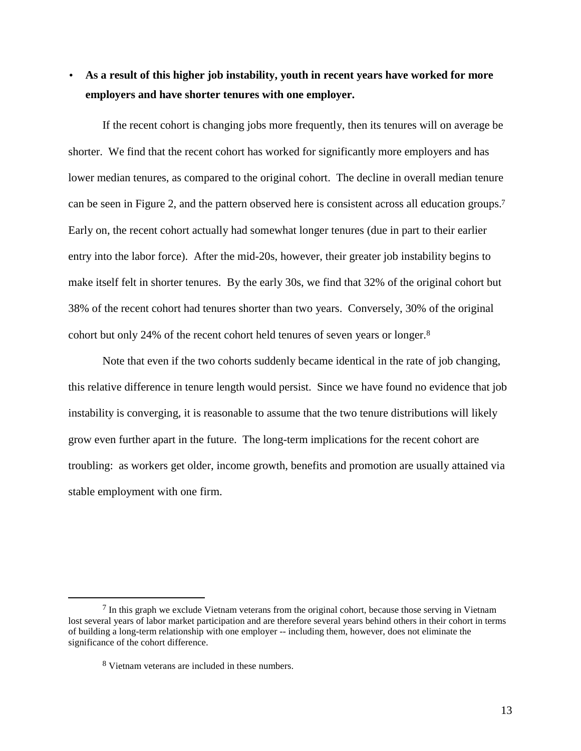- **As a result of this higher job instability, youth in recent years have worked for more employers and have shorter tenures with one employer.**

If the recent cohort is changing jobs more frequently, then its tenures will on average be shorter. We find that the recent cohort has worked for significantly more employers and has lower median tenures, as compared to the original cohort. The decline in overall median tenure can be seen in Figure 2, and the pattern observed here is consistent across all education groups.[7] Early on, the recent cohort actually had somewhat longer tenures (due in part to their earlier entry into the labor force). After the mid-20s, however, their greater job instability begins to make itself felt in shorter tenures. By the early 30s, we find that 32% of the original cohort but 38% of the recent cohort had tenures shorter than two years. Conversely, 30% of the original cohort but only 24% of the recent cohort held tenures of seven years or longer.[8]

Note that even if the two cohorts suddenly became identical in the rate of job changing, this relative difference in tenure length would persist. Since we have found no evidence that job instability is converging, it is reasonable to assume that the two tenure distributions will likely grow even further apart in the future. The long-term implications for the recent cohort are troubling: as workers get older, income growth, benefits and promotion are usually attained via stable employment with one firm.

---

[7] In this graph we exclude Vietnam veterans from the original cohort, because those serving in Vietnam lost several years of labor market participation and are therefore several years behind others in their cohort in terms of building a long-term relationship with one employer -- including them, however, does not eliminate the significance of the cohort difference.

[8] Vietnam veterans are included in these numbers.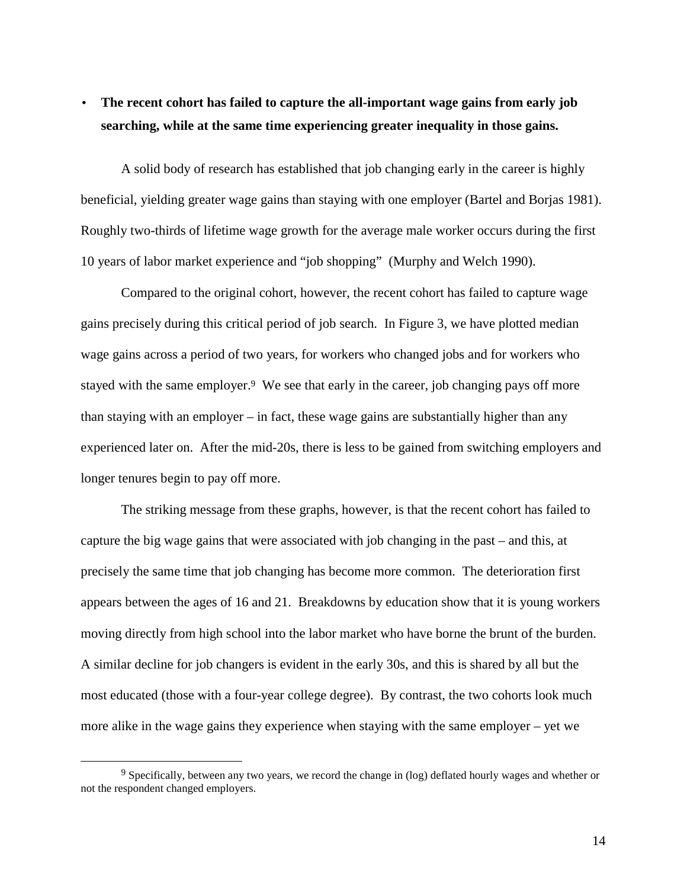- **The recent cohort has failed to capture the all-important wage gains from early job searching, while at the same time experiencing greater inequality in those gains.**

A solid body of research has established that job changing early in the career is highly beneficial, yielding greater wage gains than staying with one employer (Bartel and Borjas 1981). Roughly two-thirds of lifetime wage growth for the average male worker occurs during the first 10 years of labor market experience and "job shopping" (Murphy and Welch 1990).

Compared to the original cohort, however, the recent cohort has failed to capture wage gains precisely during this critical period of job search. In Figure 3, we have plotted median wage gains across a period of two years, for workers who changed jobs and for workers who stayed with the same employer.[9] We see that early in the career, job changing pays off more than staying with an employer – in fact, these wage gains are substantially higher than any experienced later on. After the mid-20s, there is less to be gained from switching employers and longer tenures begin to pay off more.

The striking message from these graphs, however, is that the recent cohort has failed to capture the big wage gains that were associated with job changing in the past – and this, at precisely the same time that job changing has become more common. The deterioration first appears between the ages of 16 and 21. Breakdowns by education show that it is young workers moving directly from high school into the labor market who have borne the brunt of the burden. A similar decline for job changers is evident in the early 30s, and this is shared by all but the most educated (those with a four-year college degree). By contrast, the two cohorts look much more alike in the wage gains they experience when staying with the same employer – yet we

[9] Specifically, between any two years, we record the change in (log) deflated hourly wages and whether or not the respondent changed employers.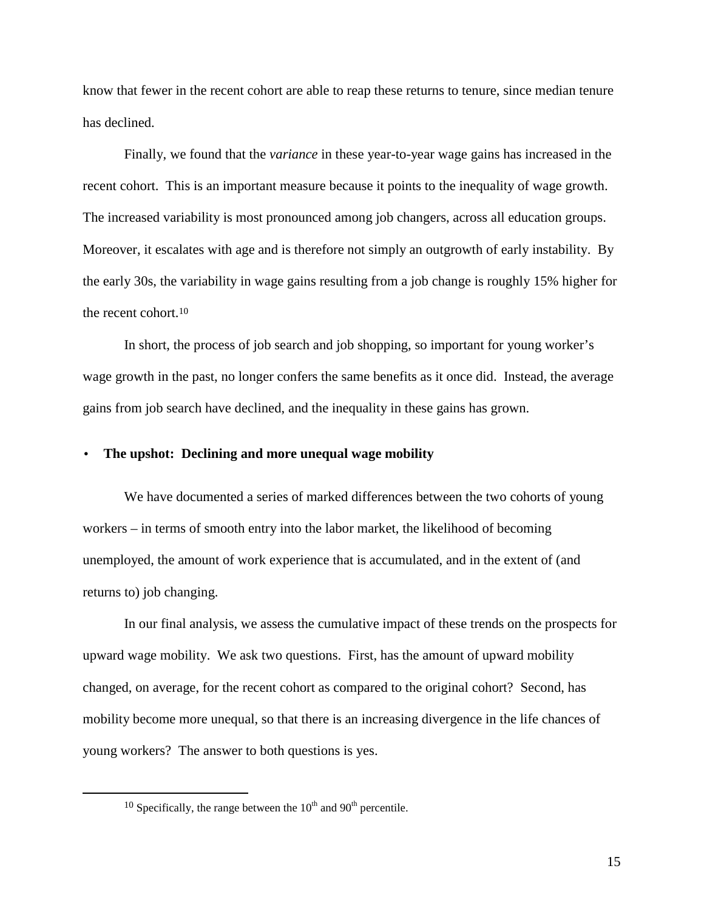know that fewer in the recent cohort are able to reap these returns to tenure, since median tenure has declined.

Finally, we found that the *variance* in these year-to-year wage gains has increased in the recent cohort. This is an important measure because it points to the inequality of wage growth. The increased variability is most pronounced among job changers, across all education groups. Moreover, it escalates with age and is therefore not simply an outgrowth of early instability. By the early 30s, the variability in wage gains resulting from a job change is roughly 15% higher for the recent cohort.[10]

In short, the process of job search and job shopping, so important for young worker's wage growth in the past, no longer confers the same benefits as it once did. Instead, the average gains from job search have declined, and the inequality in these gains has grown.

- **The upshot: Declining and more unequal wage mobility**

We have documented a series of marked differences between the two cohorts of young workers – in terms of smooth entry into the labor market, the likelihood of becoming unemployed, the amount of work experience that is accumulated, and in the extent of (and returns to) job changing.

In our final analysis, we assess the cumulative impact of these trends on the prospects for upward wage mobility. We ask two questions. First, has the amount of upward mobility changed, on average, for the recent cohort as compared to the original cohort? Second, has mobility become more unequal, so that there is an increasing divergence in the life chances of young workers? The answer to both questions is yes.

---

[10] Specifically, the range between the $10^{th}$ and $90^{th}$ percentile.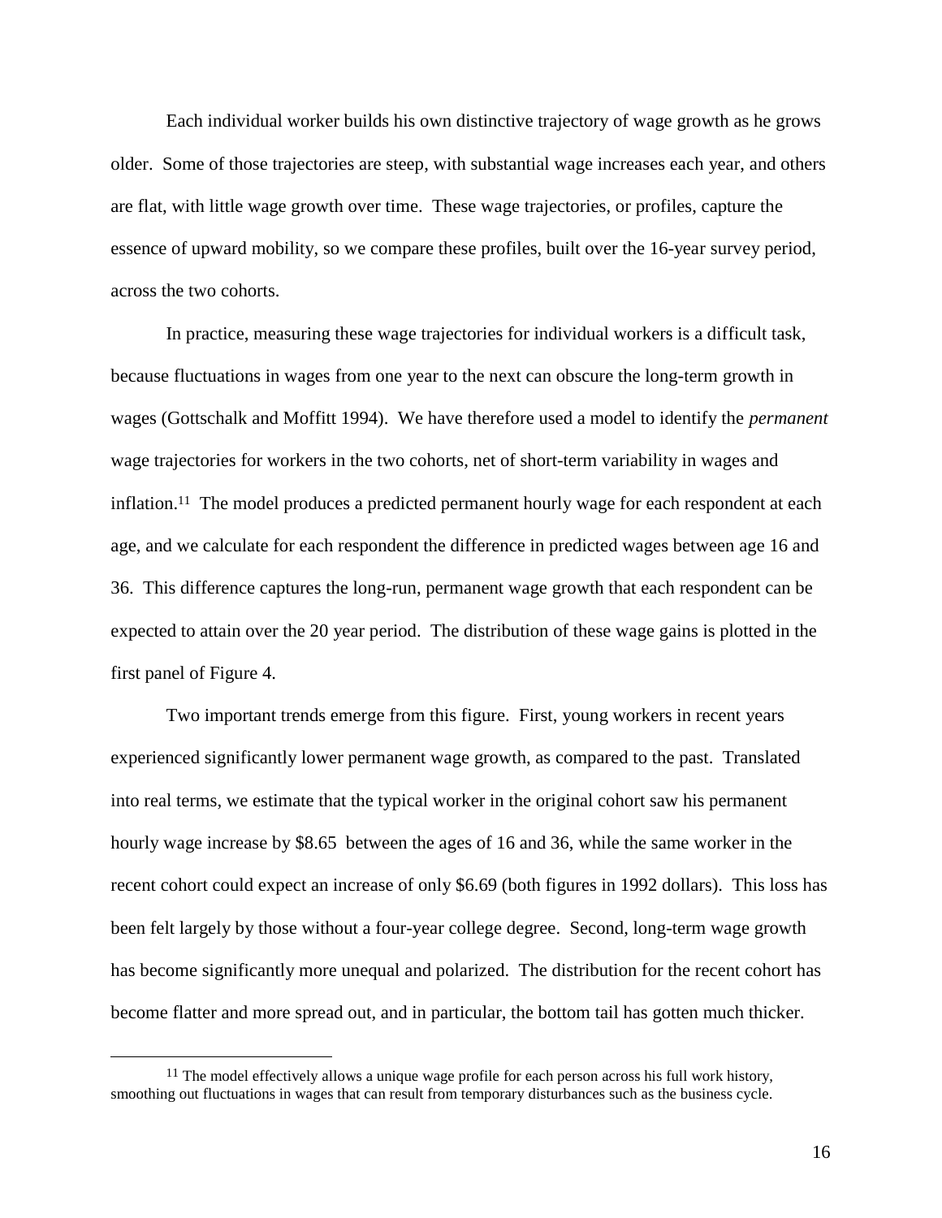Each individual worker builds his own distinctive trajectory of wage growth as he grows older. Some of those trajectories are steep, with substantial wage increases each year, and others are flat, with little wage growth over time. These wage trajectories, or profiles, capture the essence of upward mobility, so we compare these profiles, built over the 16-year survey period, across the two cohorts.

In practice, measuring these wage trajectories for individual workers is a difficult task, because fluctuations in wages from one year to the next can obscure the long-term growth in wages (Gottschalk and Moffitt 1994). We have therefore used a model to identify the *permanent* wage trajectories for workers in the two cohorts, net of short-term variability in wages and inflation.[11] The model produces a predicted permanent hourly wage for each respondent at each age, and we calculate for each respondent the difference in predicted wages between age 16 and 36. This difference captures the long-run, permanent wage growth that each respondent can be expected to attain over the 20 year period. The distribution of these wage gains is plotted in the first panel of Figure 4.

Two important trends emerge from this figure. First, young workers in recent years experienced significantly lower permanent wage growth, as compared to the past. Translated into real terms, we estimate that the typical worker in the original cohort saw his permanent hourly wage increase by $8.65 between the ages of 16 and 36, while the same worker in the recent cohort could expect an increase of only $6.69 (both figures in 1992 dollars). This loss has been felt largely by those without a four-year college degree. Second, long-term wage growth has become significantly more unequal and polarized. The distribution for the recent cohort has become flatter and more spread out, and in particular, the bottom tail has gotten much thicker.

[11] The model effectively allows a unique wage profile for each person across his full work history, smoothing out fluctuations in wages that can result from temporary disturbances such as the business cycle.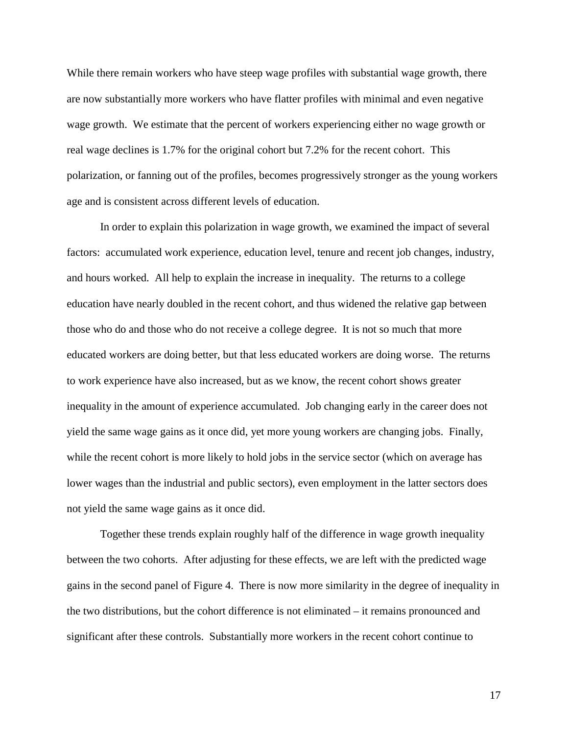While there remain workers who have steep wage profiles with substantial wage growth, there are now substantially more workers who have flatter profiles with minimal and even negative wage growth. We estimate that the percent of workers experiencing either no wage growth or real wage declines is 1.7% for the original cohort but 7.2% for the recent cohort. This polarization, or fanning out of the profiles, becomes progressively stronger as the young workers age and is consistent across different levels of education.

In order to explain this polarization in wage growth, we examined the impact of several factors: accumulated work experience, education level, tenure and recent job changes, industry, and hours worked. All help to explain the increase in inequality. The returns to a college education have nearly doubled in the recent cohort, and thus widened the relative gap between those who do and those who do not receive a college degree. It is not so much that more educated workers are doing better, but that less educated workers are doing worse. The returns to work experience have also increased, but as we know, the recent cohort shows greater inequality in the amount of experience accumulated. Job changing early in the career does not yield the same wage gains as it once did, yet more young workers are changing jobs. Finally, while the recent cohort is more likely to hold jobs in the service sector (which on average has lower wages than the industrial and public sectors), even employment in the latter sectors does not yield the same wage gains as it once did.

Together these trends explain roughly half of the difference in wage growth inequality between the two cohorts. After adjusting for these effects, we are left with the predicted wage gains in the second panel of Figure 4. There is now more similarity in the degree of inequality in the two distributions, but the cohort difference is not eliminated – it remains pronounced and significant after these controls. Substantially more workers in the recent cohort continue to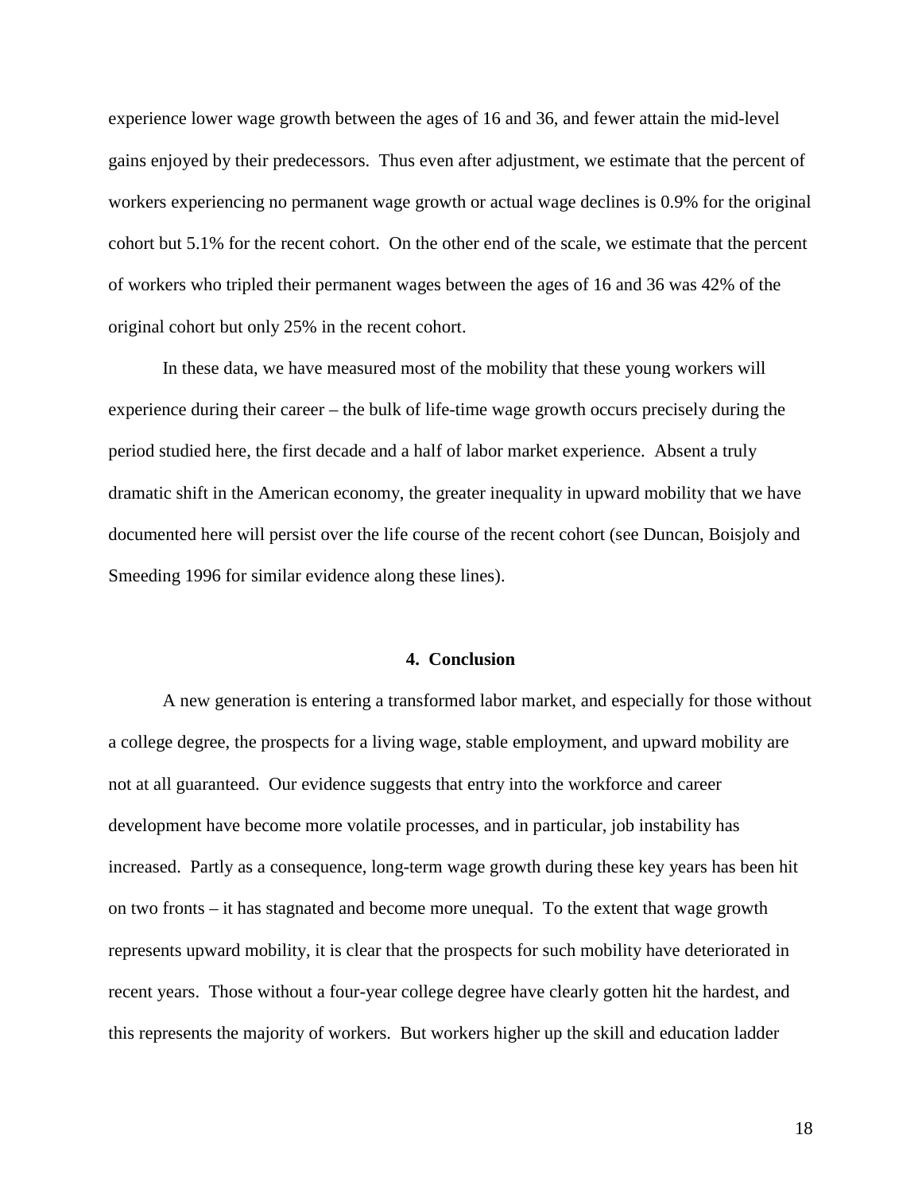experience lower wage growth between the ages of 16 and 36, and fewer attain the mid-level gains enjoyed by their predecessors. Thus even after adjustment, we estimate that the percent of workers experiencing no permanent wage growth or actual wage declines is 0.9% for the original cohort but 5.1% for the recent cohort. On the other end of the scale, we estimate that the percent of workers who tripled their permanent wages between the ages of 16 and 36 was 42% of the original cohort but only 25% in the recent cohort.

In these data, we have measured most of the mobility that these young workers will experience during their career – the bulk of life-time wage growth occurs precisely during the period studied here, the first decade and a half of labor market experience. Absent a truly dramatic shift in the American economy, the greater inequality in upward mobility that we have documented here will persist over the life course of the recent cohort (see Duncan, Boisjoly and Smeeding 1996 for similar evidence along these lines).

## 4. Conclusion

A new generation is entering a transformed labor market, and especially for those without a college degree, the prospects for a living wage, stable employment, and upward mobility are not at all guaranteed. Our evidence suggests that entry into the workforce and career development have become more volatile processes, and in particular, job instability has increased. Partly as a consequence, long-term wage growth during these key years has been hit on two fronts – it has stagnated and become more unequal. To the extent that wage growth represents upward mobility, it is clear that the prospects for such mobility have deteriorated in recent years. Those without a four-year college degree have clearly gotten hit the hardest, and this represents the majority of workers. But workers higher up the skill and education ladder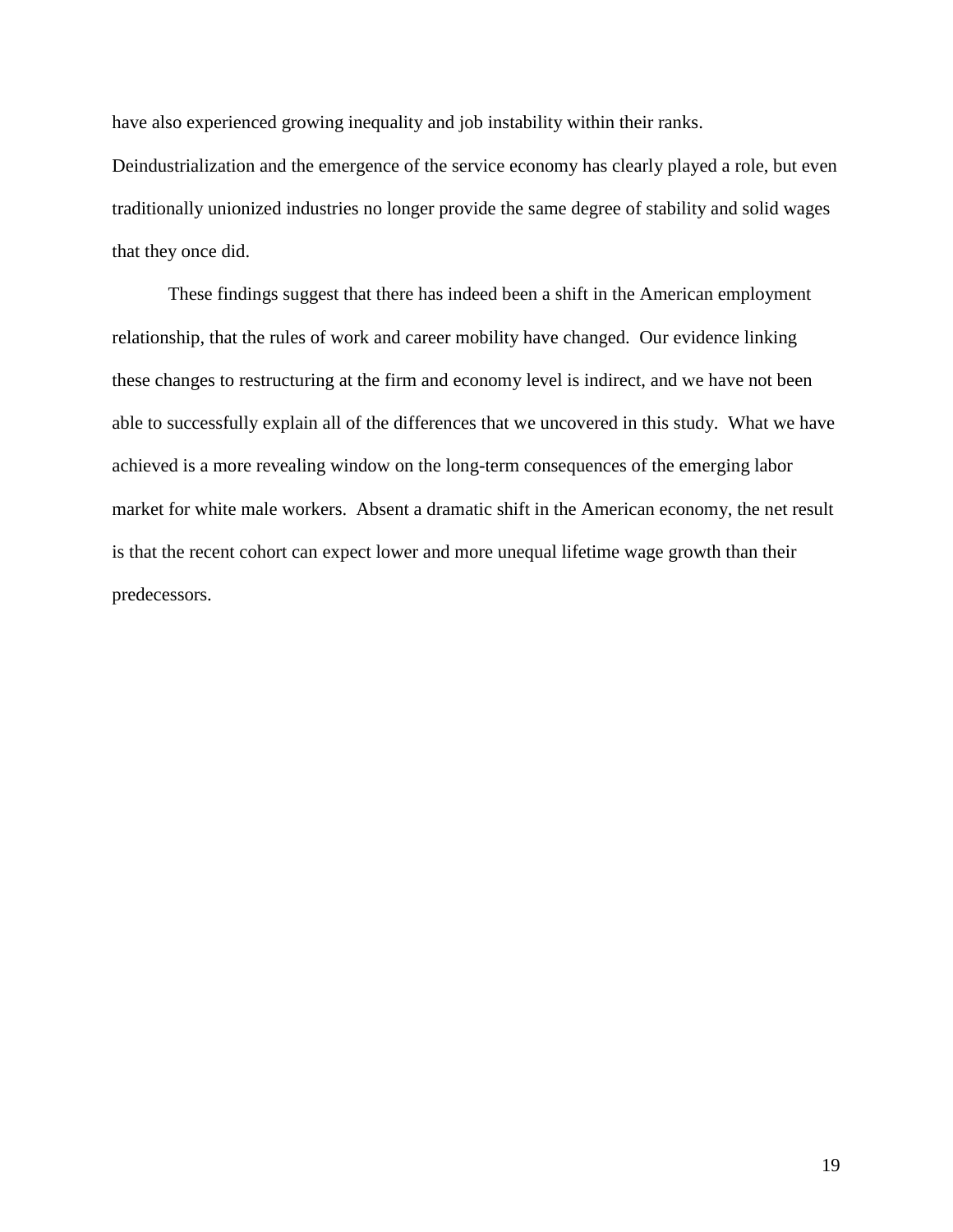have also experienced growing inequality and job instability within their ranks. Deindustrialization and the emergence of the service economy has clearly played a role, but even traditionally unionized industries no longer provide the same degree of stability and solid wages that they once did.

These findings suggest that there has indeed been a shift in the American employment relationship, that the rules of work and career mobility have changed. Our evidence linking these changes to restructuring at the firm and economy level is indirect, and we have not been able to successfully explain all of the differences that we uncovered in this study. What we have achieved is a more revealing window on the long-term consequences of the emerging labor market for white male workers. Absent a dramatic shift in the American economy, the net result is that the recent cohort can expect lower and more unequal lifetime wage growth than their predecessors.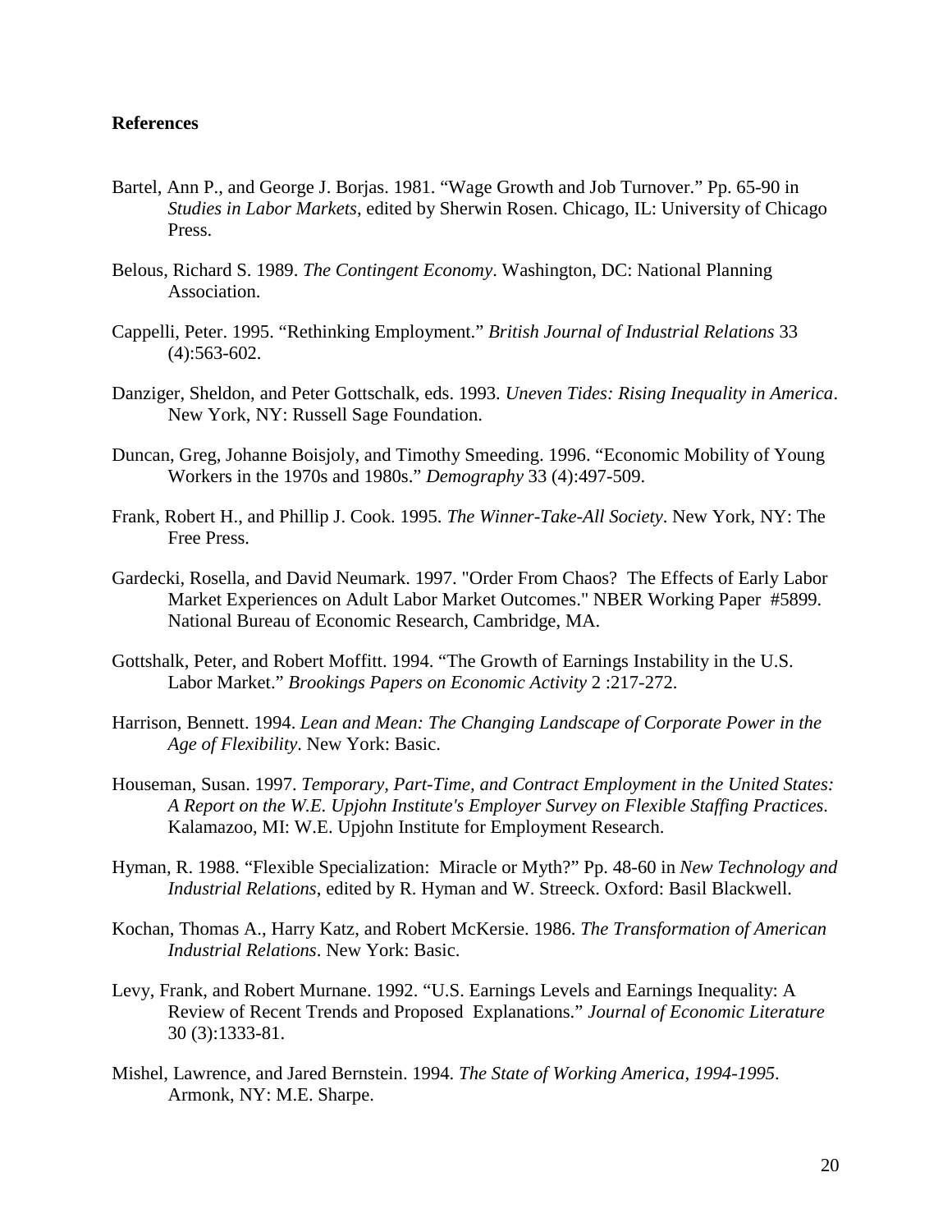**References**

Bartel, Ann P., and George J. Borjas. 1981. "Wage Growth and Job Turnover." Pp. 65-90 in *Studies in Labor Markets*, edited by Sherwin Rosen. Chicago, IL: University of Chicago Press.

Belous, Richard S. 1989. *The Contingent Economy*. Washington, DC: National Planning Association.

Cappelli, Peter. 1995. "Rethinking Employment." *British Journal of Industrial Relations* 33 (4):563-602.

Danziger, Sheldon, and Peter Gottschalk, eds. 1993. *Uneven Tides: Rising Inequality in America*. New York, NY: Russell Sage Foundation.

Duncan, Greg, Johanne Boisjoly, and Timothy Smeeding. 1996. "Economic Mobility of Young Workers in the 1970s and 1980s." *Demography* 33 (4):497-509.

Frank, Robert H., and Phillip J. Cook. 1995. *The Winner-Take-All Society*. New York, NY: The Free Press.

Gardecki, Rosella, and David Neumark. 1997. "Order From Chaos? The Effects of Early Labor Market Experiences on Adult Labor Market Outcomes." NBER Working Paper #5899. National Bureau of Economic Research, Cambridge, MA.

Gottshalk, Peter, and Robert Moffitt. 1994. "The Growth of Earnings Instability in the U.S. Labor Market." *Brookings Papers on Economic Activity* 2 :217-272.

Harrison, Bennett. 1994. *Lean and Mean: The Changing Landscape of Corporate Power in the Age of Flexibility*. New York: Basic.

Houseman, Susan. 1997. *Temporary, Part-Time, and Contract Employment in the United States: A Report on the W.E. Upjohn Institute's Employer Survey on Flexible Staffing Practices*. Kalamazoo, MI: W.E. Upjohn Institute for Employment Research.

Hyman, R. 1988. "Flexible Specialization: Miracle or Myth?" Pp. 48-60 in *New Technology and Industrial Relations*, edited by R. Hyman and W. Streeck. Oxford: Basil Blackwell.

Kochan, Thomas A., Harry Katz, and Robert McKersie. 1986. *The Transformation of American Industrial Relations*. New York: Basic.

Levy, Frank, and Robert Murnane. 1992. "U.S. Earnings Levels and Earnings Inequality: A Review of Recent Trends and Proposed Explanations." *Journal of Economic Literature* 30 (3):1333-81.

Mishel, Lawrence, and Jared Bernstein. 1994. *The State of Working America, 1994-1995*. Armonk, NY: M.E. Sharpe.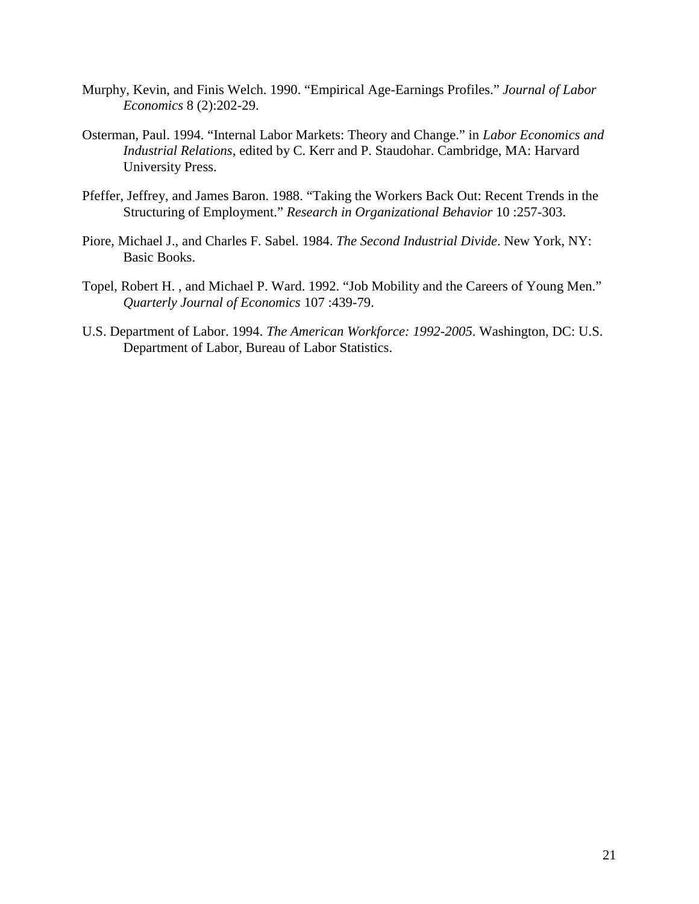Murphy, Kevin, and Finis Welch. 1990. "Empirical Age-Earnings Profiles." *Journal of Labor Economics* 8 (2):202-29.

Osterman, Paul. 1994. "Internal Labor Markets: Theory and Change." in *Labor Economics and Industrial Relations*, edited by C. Kerr and P. Staudohar. Cambridge, MA: Harvard University Press.

Pfeffer, Jeffrey, and James Baron. 1988. "Taking the Workers Back Out: Recent Trends in the Structuring of Employment." *Research in Organizational Behavior* 10 :257-303.

Piore, Michael J., and Charles F. Sabel. 1984. *The Second Industrial Divide*. New York, NY: Basic Books.

Topel, Robert H. , and Michael P. Ward. 1992. "Job Mobility and the Careers of Young Men." *Quarterly Journal of Economics* 107 :439-79.

U.S. Department of Labor. 1994. *The American Workforce: 1992-2005*. Washington, DC: U.S. Department of Labor, Bureau of Labor Statistics.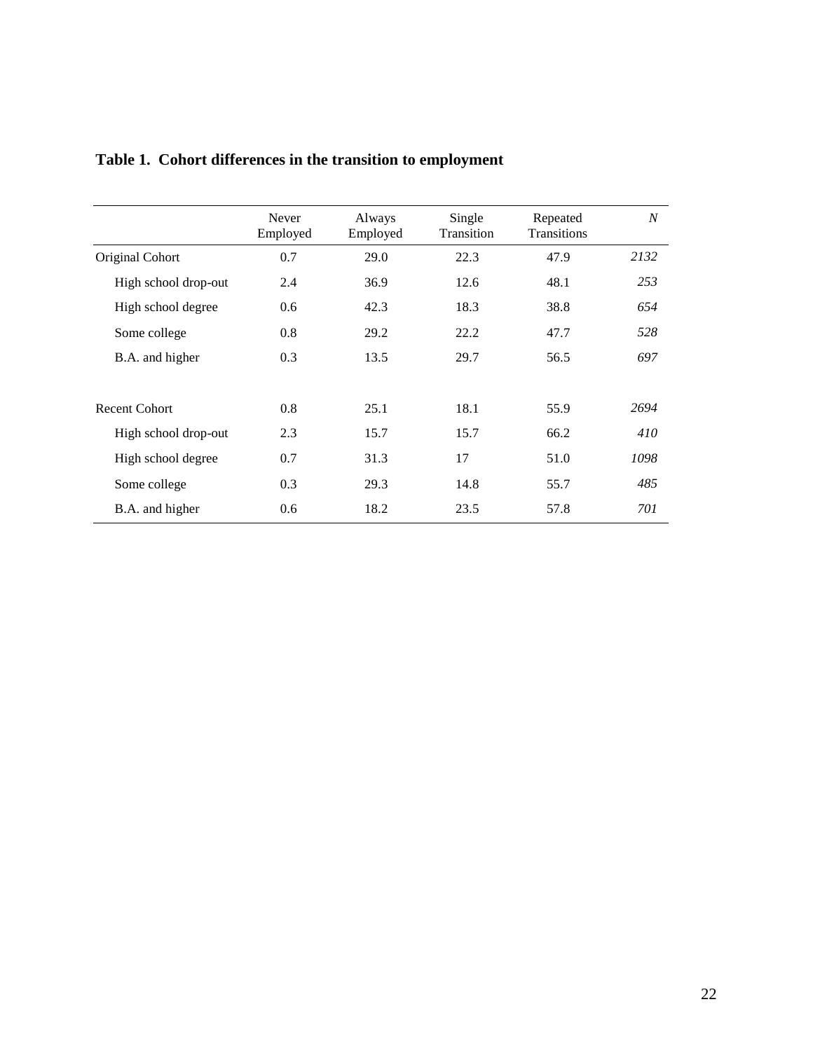**Table 1. Cohort differences in the transition to employment**

| | Never Employed | Always Employed | Single Transition | Repeated Transitions | *N* |
|---|---|---|---|---|---|
| Original Cohort | 0.7 | 29.0 | 22.3 | 47.9 | *2132* |
| High school drop-out | 2.4 | 36.9 | 12.6 | 48.1 | *253* |
| High school degree | 0.6 | 42.3 | 18.3 | 38.8 | *654* |
| Some college | 0.8 | 29.2 | 22.2 | 47.7 | *528* |
| B.A. and higher | 0.3 | 13.5 | 29.7 | 56.5 | *697* |
| | | | | | |
| Recent Cohort | 0.8 | 25.1 | 18.1 | 55.9 | *2694* |
| High school drop-out | 2.3 | 15.7 | 15.7 | 66.2 | *410* |
| High school degree | 0.7 | 31.3 | 17 | 51.0 | *1098* |
| Some college | 0.3 | 29.3 | 14.8 | 55.7 | *485* |
| B.A. and higher | 0.6 | 18.2 | 23.5 | 57.8 | *701* |